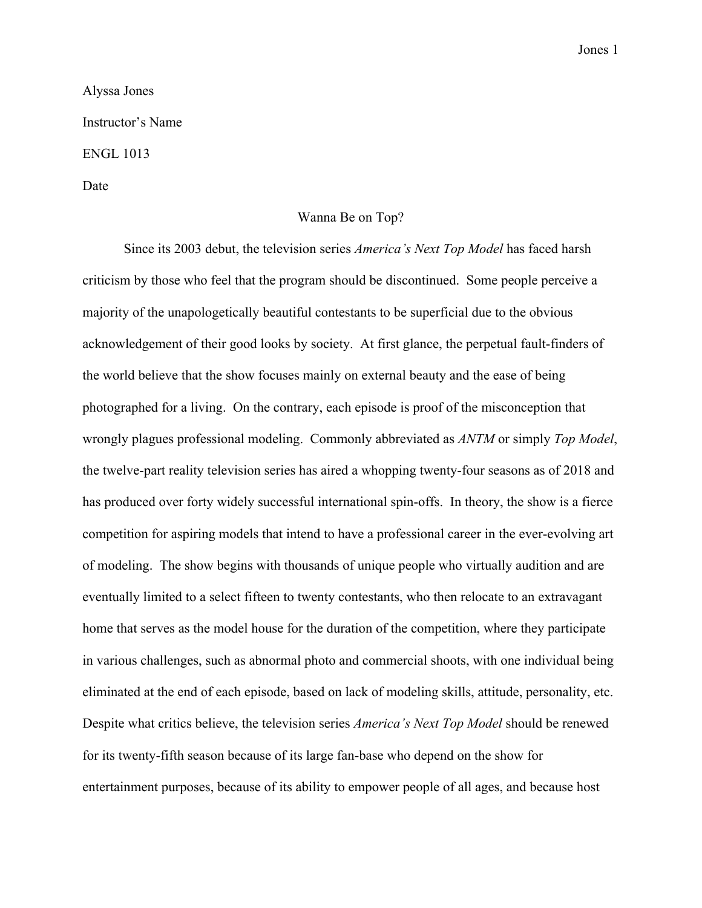Alyssa Jones

Instructor's Name

ENGL 1013

Date

# Wanna Be on Top?

Since its 2003 debut, the television series *America's Next Top Model* has faced harsh criticism by those who feel that the program should be discontinued. Some people perceive a majority of the unapologetically beautiful contestants to be superficial due to the obvious acknowledgement of their good looks by society. At first glance, the perpetual fault-finders of the world believe that the show focuses mainly on external beauty and the ease of being photographed for a living. On the contrary, each episode is proof of the misconception that wrongly plagues professional modeling. Commonly abbreviated as *ANTM* or simply *Top Model*, the twelve-part reality television series has aired a whopping twenty-four seasons as of 2018 and has produced over forty widely successful international spin-offs. In theory, the show is a fierce competition for aspiring models that intend to have a professional career in the ever-evolving art of modeling. The show begins with thousands of unique people who virtually audition and are eventually limited to a select fifteen to twenty contestants, who then relocate to an extravagant home that serves as the model house for the duration of the competition, where they participate in various challenges, such as abnormal photo and commercial shoots, with one individual being eliminated at the end of each episode, based on lack of modeling skills, attitude, personality, etc. Despite what critics believe, the television series *America's Next Top Model* should be renewed for its twenty-fifth season because of its large fan-base who depend on the show for entertainment purposes, because of its ability to empower people of all ages, and because host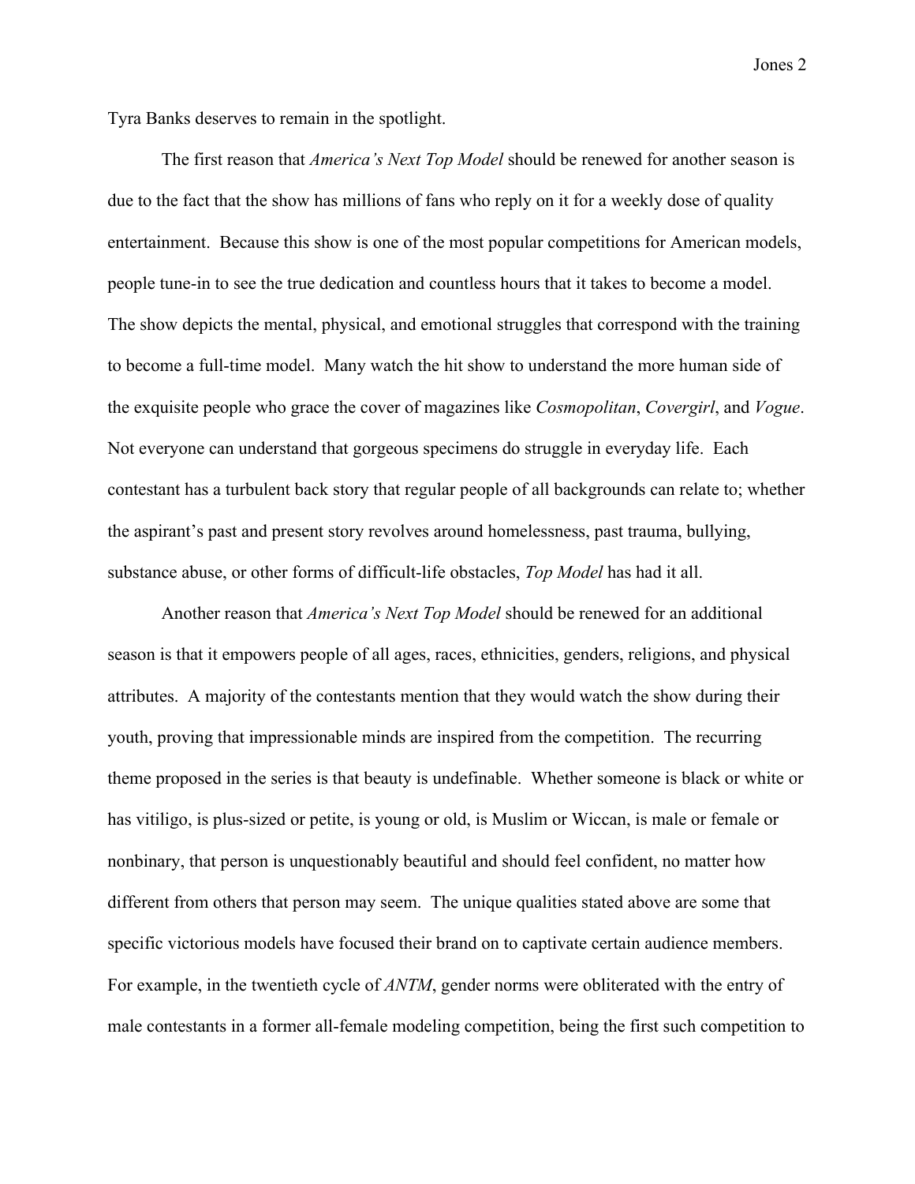Tyra Banks deserves to remain in the spotlight.

The first reason that *America's Next Top Model* should be renewed for another season is due to the fact that the show has millions of fans who reply on it for a weekly dose of quality entertainment. Because this show is one of the most popular competitions for American models, people tune-in to see the true dedication and countless hours that it takes to become a model. The show depicts the mental, physical, and emotional struggles that correspond with the training to become a full-time model. Many watch the hit show to understand the more human side of the exquisite people who grace the cover of magazines like *Cosmopolitan*, *Covergirl*, and *Vogue*. Not everyone can understand that gorgeous specimens do struggle in everyday life. Each contestant has a turbulent back story that regular people of all backgrounds can relate to; whether the aspirant's past and present story revolves around homelessness, past trauma, bullying, substance abuse, or other forms of difficult-life obstacles, *Top Model* has had it all.

Another reason that *America's Next Top Model* should be renewed for an additional season is that it empowers people of all ages, races, ethnicities, genders, religions, and physical attributes. A majority of the contestants mention that they would watch the show during their youth, proving that impressionable minds are inspired from the competition. The recurring theme proposed in the series is that beauty is undefinable. Whether someone is black or white or has vitiligo, is plus-sized or petite, is young or old, is Muslim or Wiccan, is male or female or nonbinary, that person is unquestionably beautiful and should feel confident, no matter how different from others that person may seem. The unique qualities stated above are some that specific victorious models have focused their brand on to captivate certain audience members. For example, in the twentieth cycle of *ANTM*, gender norms were obliterated with the entry of male contestants in a former all-female modeling competition, being the first such competition to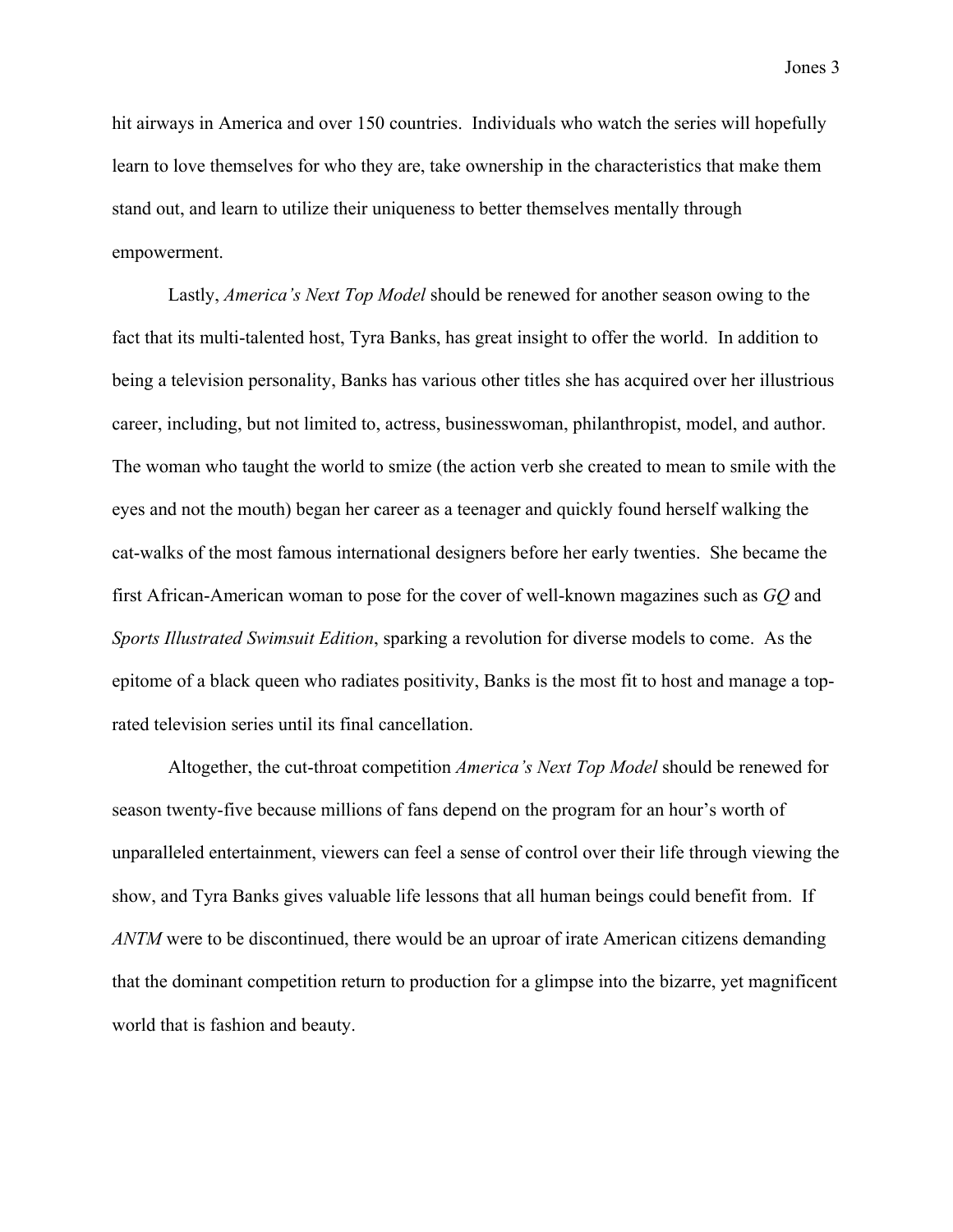hit airways in America and over 150 countries. Individuals who watch the series will hopefully learn to love themselves for who they are, take ownership in the characteristics that make them stand out, and learn to utilize their uniqueness to better themselves mentally through empowerment.

Lastly, *America's Next Top Model* should be renewed for another season owing to the fact that its multi-talented host, Tyra Banks, has great insight to offer the world. In addition to being a television personality, Banks has various other titles she has acquired over her illustrious career, including, but not limited to, actress, businesswoman, philanthropist, model, and author. The woman who taught the world to smize (the action verb she created to mean to smile with the eyes and not the mouth) began her career as a teenager and quickly found herself walking the cat-walks of the most famous international designers before her early twenties. She became the first African-American woman to pose for the cover of well-known magazines such as *GQ* and *Sports Illustrated Swimsuit Edition*, sparking a revolution for diverse models to come. As the epitome of a black queen who radiates positivity, Banks is the most fit to host and manage a top-rated television series until its final cancellation.

Altogether, the cut-throat competition *America's Next Top Model* should be renewed for season twenty-five because millions of fans depend on the program for an hour's worth of unparalleled entertainment, viewers can feel a sense of control over their life through viewing the show, and Tyra Banks gives valuable life lessons that all human beings could benefit from. If *ANTM* were to be discontinued, there would be an uproar of irate American citizens demanding that the dominant competition return to production for a glimpse into the bizarre, yet magnificent world that is fashion and beauty.